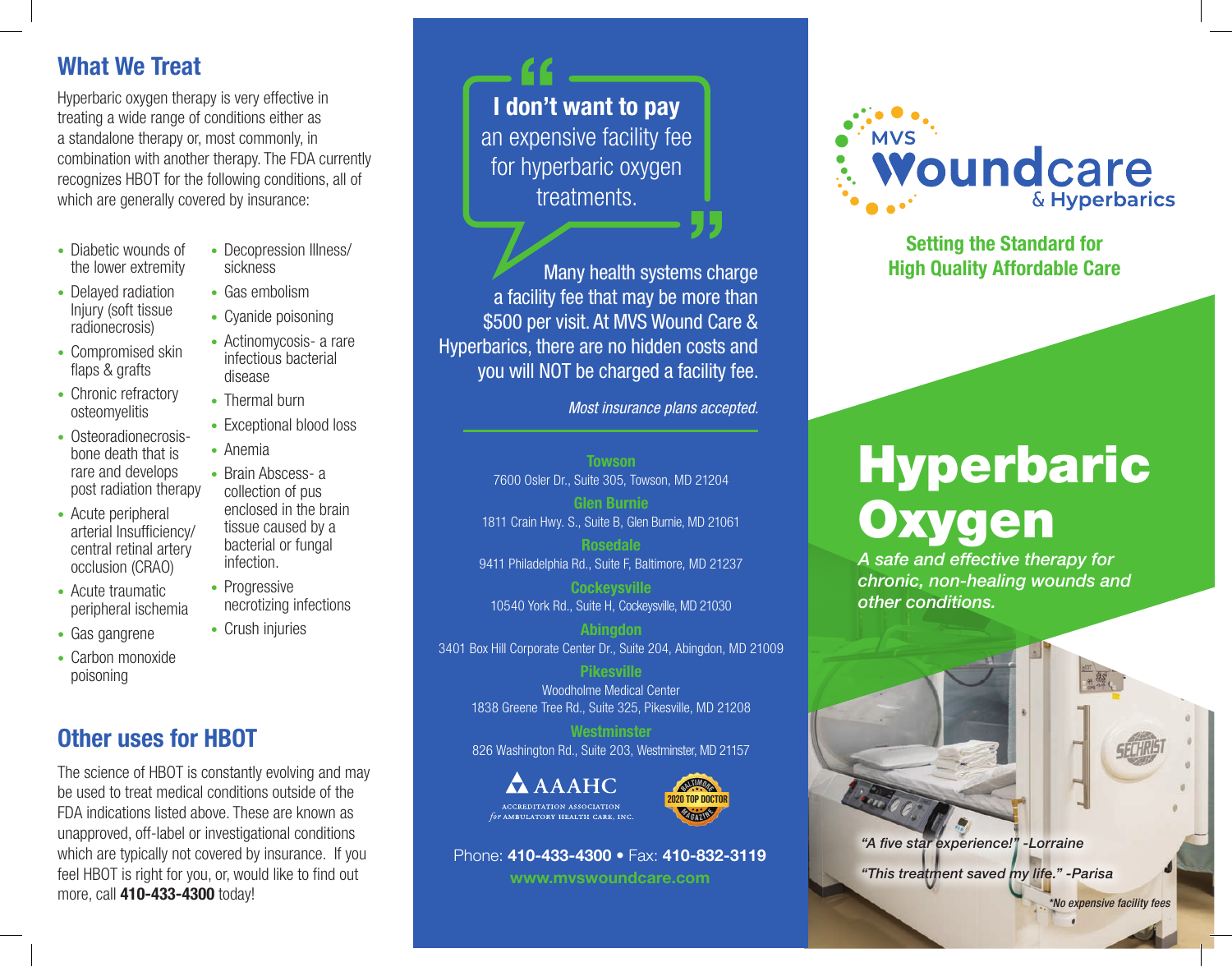## What We Treat

Hyperbaric oxygen therapy is very effective in treating a wide range of conditions either as a standalone therapy or, most commonly, in combination with another therapy. The FDA currently recognizes HBOT for the following conditions, all of which are generally covered by insurance:

- Diabetic wounds of the lower extremity
- Delayed radiation Injury (soft tissue radionecrosis)
- Compromised skin flaps & grafts
- Chronic refractory osteomyelitis
- Osteoradionecrosis- bone death that is rare and develops post radiation therapy
- Acute peripheral arterial Insufficiency/ central retinal artery occlusion (CRAO)
- Acute traumatic peripheral ischemia
- Gas gangrene
- Carbon monoxide poisoning
- Decompression Illness/ sickness
- Gas embolism
- Cyanide poisoning
- Actinomycosis- a rare infectious bacterial disease
- Thermal burn
- Exceptional blood loss
- Anemia
- Brain Abscess- a collection of pus enclosed in the brain tissue caused by a bacterial or fungal infection.
- Progressive necrotizing infections
- Crush injuries

## Other uses for HBOT

The science of HBOT is constantly evolving and may be used to treat medical conditions outside of the FDA indications listed above. These are known as unapproved, off-label or investigational conditions which are typically not covered by insurance. If you feel HBOT is right for you, or, would like to find out more, call **410-433-4300** today!

"**I don't want to pay** an expensive facility fee for hyperbaric oxygen treatments."

Many health systems charge a facility fee that may be more than $500 per visit. At MVS Wound Care & Hyperbarics, there are no hidden costs and you will NOT be charged a facility fee.

*Most insurance plans accepted.*

**Towson**
7600 Osler Dr., Suite 305, Towson, MD 21204

**Glen Burnie**
1811 Crain Hwy. S., Suite B, Glen Burnie, MD 21061

**Rosedale**
9411 Philadelphia Rd., Suite F, Baltimore, MD 21237

**Cockeysville**
10540 York Rd., Suite H, Cockeysville, MD 21030

**Abingdon**
3401 Box Hill Corporate Center Dr., Suite 204, Abingdon, MD 21009

**Pikesville**
Woodholme Medical Center
1838 Greene Tree Rd., Suite 325, Pikesville, MD 21208

**Westminster**
826 Washington Rd., Suite 203, Westminster, MD 21157

AAAHC — Accreditation Association for Ambulatory Health Care, Inc.

Baltimore Magazine 2020 Top Doctor

Phone: **410-433-4300** • Fax: **410-832-3119**
**www.mvswoundcare.com**

MVS Woundcare & Hyperbarics

**Setting the Standard for High Quality Affordable Care**

# Hyperbaric Oxygen

*A safe and effective therapy for chronic, non-healing wounds and other conditions.*

*"A five star experience!" -Lorraine*

*"This treatment saved my life." -Parisa*

*\*No expensive facility fees*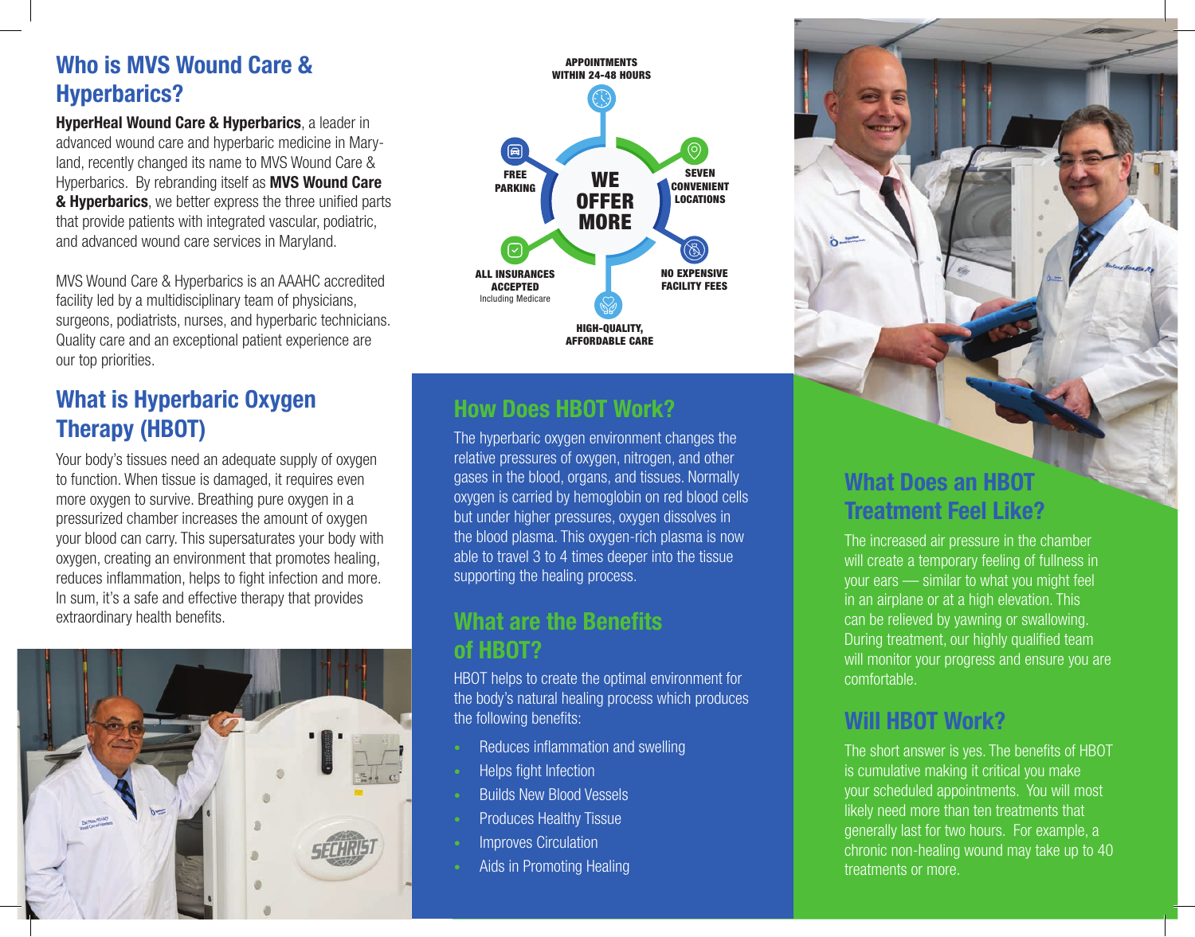## Who is MVS Wound Care & Hyperbarics?

**HyperHeal Wound Care & Hyperbarics**, a leader in advanced wound care and hyperbaric medicine in Maryland, recently changed its name to MVS Wound Care & Hyperbarics. By rebranding itself as **MVS Wound Care & Hyperbarics**, we better express the three unified parts that provide patients with integrated vascular, podiatric, and advanced wound care services in Maryland.

MVS Wound Care & Hyperbarics is an AAAHC accredited facility led by a multidisciplinary team of physicians, surgeons, podiatrists, nurses, and hyperbaric technicians. Quality care and an exceptional patient experience are our top priorities.

## What is Hyperbaric Oxygen Therapy (HBOT)

Your body's tissues need an adequate supply of oxygen to function. When tissue is damaged, it requires even more oxygen to survive. Breathing pure oxygen in a pressurized chamber increases the amount of oxygen your blood can carry. This supersaturates your body with oxygen, creating an environment that promotes healing, reduces inflammation, helps to fight infection and more. In sum, it's a safe and effective therapy that provides extraordinary health benefits.

**WE OFFER MORE**

- APPOINTMENTS WITHIN 24-48 HOURS
- SEVEN CONVENIENT LOCATIONS
- NO EXPENSIVE FACILITY FEES
- HIGH-QUALITY, AFFORDABLE CARE
- ALL INSURANCES ACCEPTED Including Medicare
- FREE PARKING

## How Does HBOT Work?

The hyperbaric oxygen environment changes the relative pressures of oxygen, nitrogen, and other gases in the blood, organs, and tissues. Normally oxygen is carried by hemoglobin on red blood cells but under higher pressures, oxygen dissolves in the blood plasma. This oxygen-rich plasma is now able to travel 3 to 4 times deeper into the tissue supporting the healing process.

## What are the Benefits of HBOT?

HBOT helps to create the optimal environment for the body's natural healing process which produces the following benefits:

- Reduces inflammation and swelling
- Helps fight Infection
- Builds New Blood Vessels
- Produces Healthy Tissue
- Improves Circulation
- Aids in Promoting Healing

## What Does an HBOT Treatment Feel Like?

The increased air pressure in the chamber will create a temporary feeling of fullness in your ears — similar to what you might feel in an airplane or at a high elevation. This can be relieved by yawning or swallowing. During treatment, our highly qualified team will monitor your progress and ensure you are comfortable.

## Will HBOT Work?

The short answer is yes. The benefits of HBOT is cumulative making it critical you make your scheduled appointments. You will most likely need more than ten treatments that generally last for two hours. For example, a chronic non-healing wound may take up to 40 treatments or more.